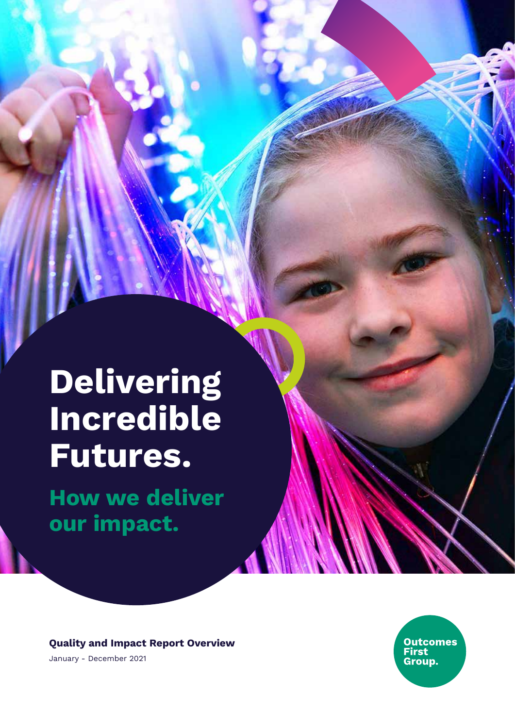# Delivering Incredible Futures.

## How we deliver our impact.

**Quality and Impact Report Overview**

January - December 2021

Outcomes First Group.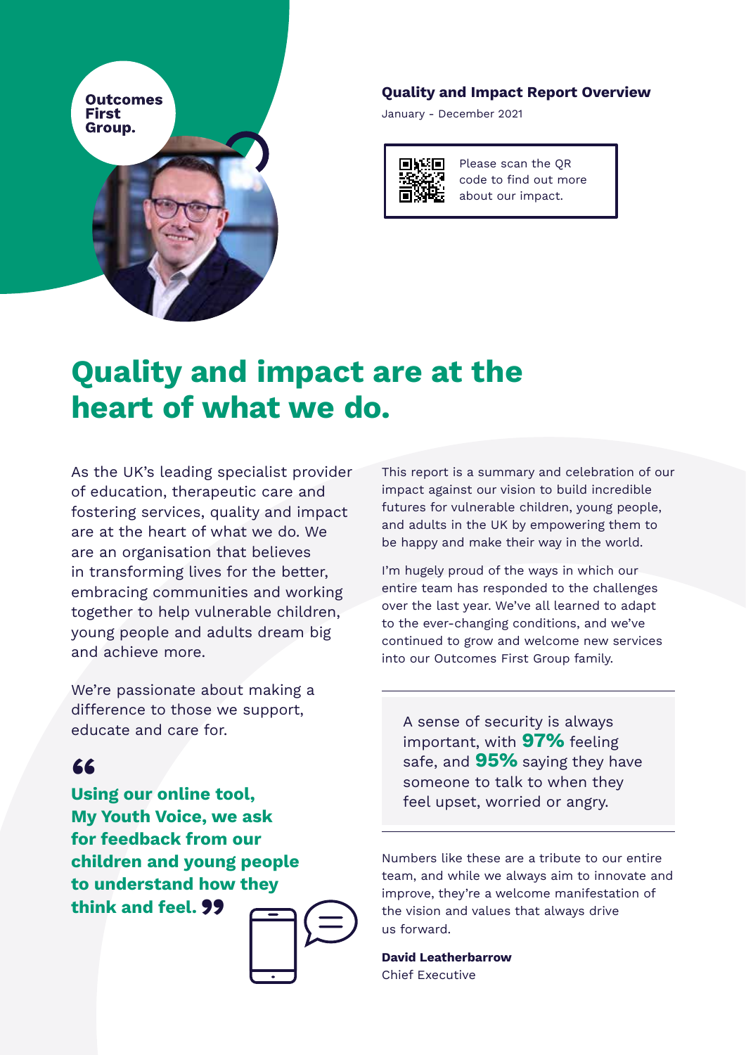Outcomes First Group.

**Quality and Impact Report Overview**

January - December 2021

Please scan the QR code to find out more about our impact.

# Quality and impact are at the heart of what we do.

As the UK's leading specialist provider of education, therapeutic care and fostering services, quality and impact are at the heart of what we do. We are an organisation that believes in transforming lives for the better, embracing communities and working together to help vulnerable children, young people and adults dream big and achieve more.

We're passionate about making a difference to those we support, educate and care for.

> **"Using our online tool, My Youth Voice, we ask for feedback from our children and young people to understand how they think and feel."**

This report is a summary and celebration of our impact against our vision to build incredible futures for vulnerable children, young people, and adults in the UK by empowering them to be happy and make their way in the world.

I'm hugely proud of the ways in which our entire team has responded to the challenges over the last year. We've all learned to adapt to the ever-changing conditions, and we've continued to grow and welcome new services into our Outcomes First Group family.

> A sense of security is always important, with **97%** feeling safe, and **95%** saying they have someone to talk to when they feel upset, worried or angry.

Numbers like these are a tribute to our entire team, and while we always aim to innovate and improve, they're a welcome manifestation of the vision and values that always drive us forward.

**David Leatherbarrow**
Chief Executive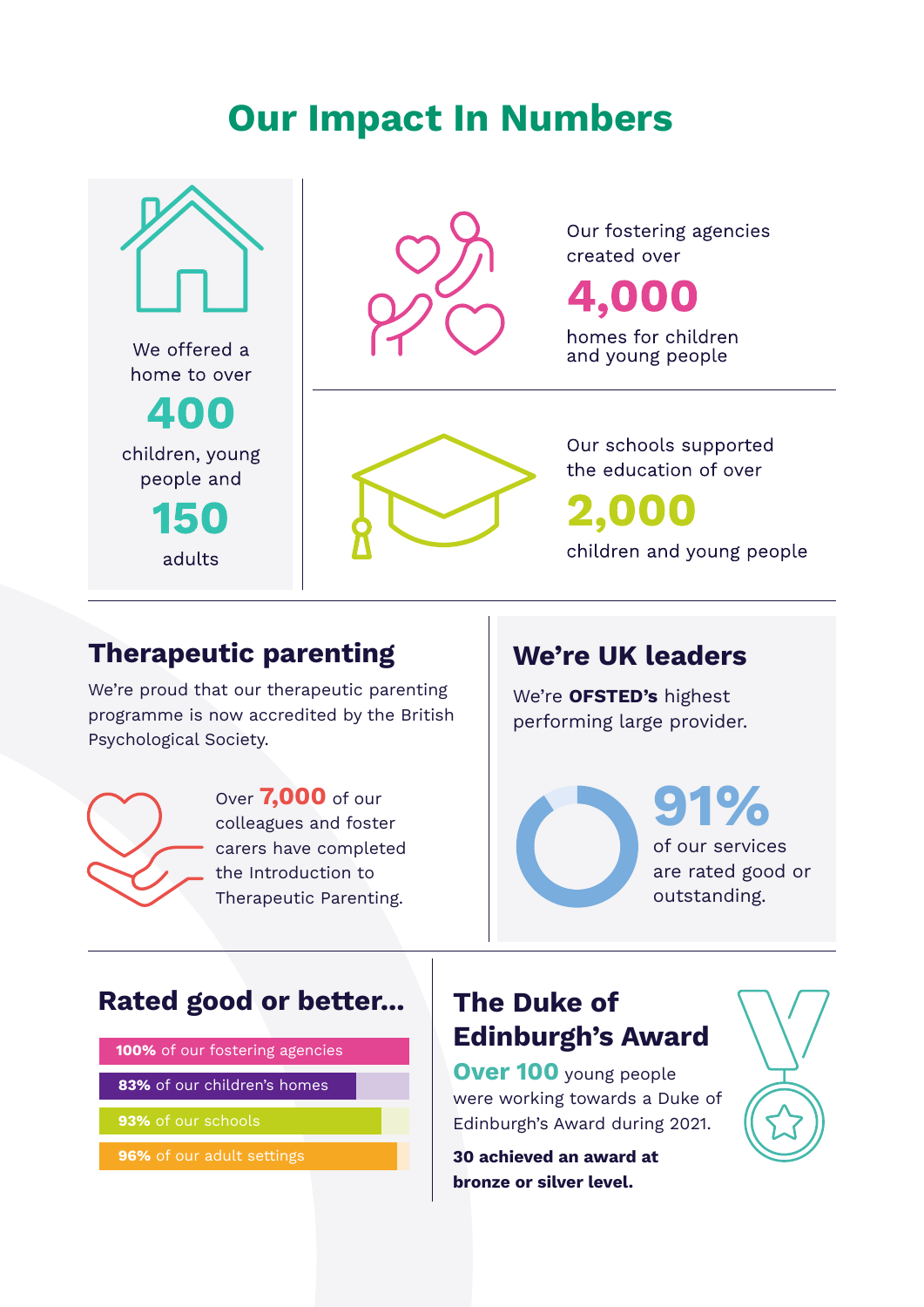# Our Impact In Numbers

We offered a home to over

**400**

children, young people and

**150**

adults

Our fostering agencies created over

**4,000**

homes for children and young people

Our schools supported the education of over

**2,000**

children and young people

## Therapeutic parenting

We're proud that our therapeutic parenting programme is now accredited by the British Psychological Society.

Over **7,000** of our colleagues and foster carers have completed the Introduction to Therapeutic Parenting.

## We're UK leaders

We're **OFSTED's** highest performing large provider.

**91%** of our services are rated good or outstanding.

## Rated good or better...

- **100%** of our fostering agencies
- **83%** of our children's homes
- **93%** of our schools
- **96%** of our adult settings

## The Duke of Edinburgh's Award

**Over 100** young people were working towards a Duke of Edinburgh's Award during 2021.

**30 achieved an award at bronze or silver level.**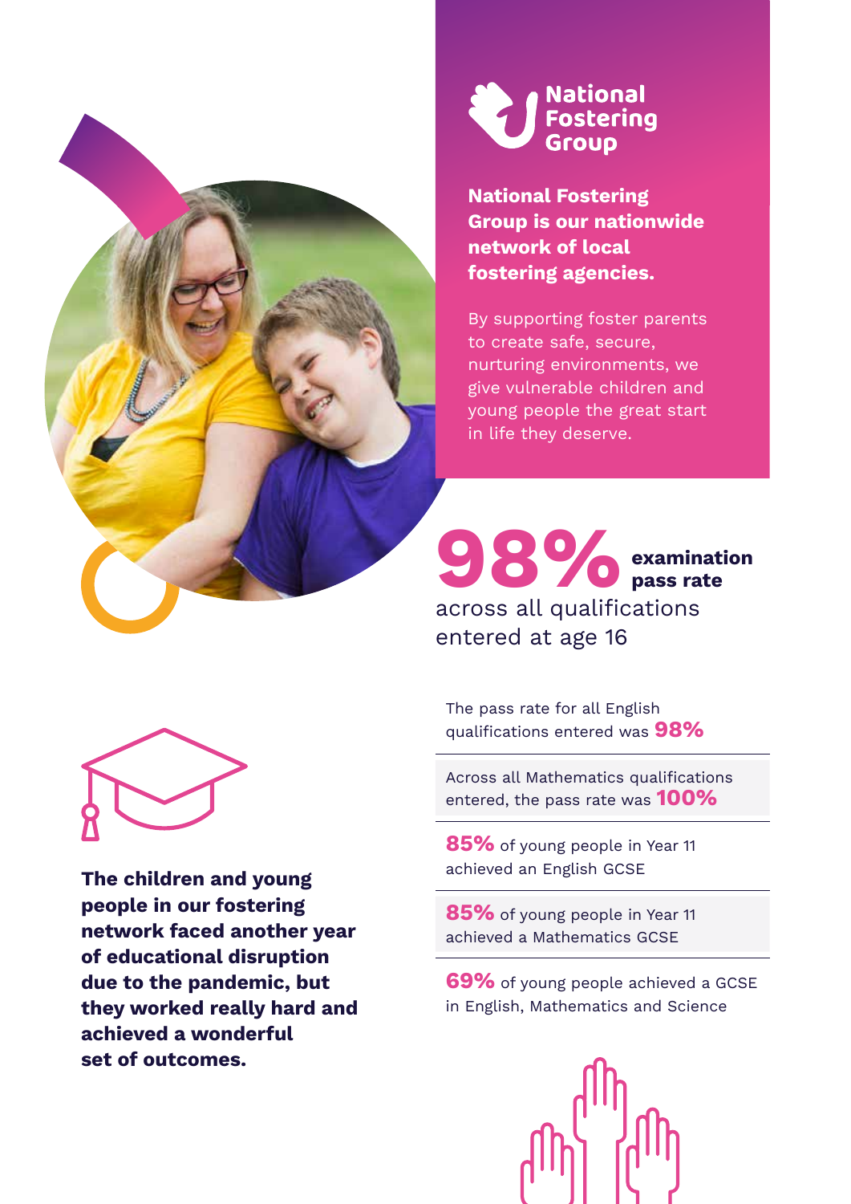# National Fostering Group

**National Fostering Group is our nationwide network of local fostering agencies.**

By supporting foster parents to create safe, secure, nurturing environments, we give vulnerable children and young people the great start in life they deserve.

**98% examination pass rate** across all qualifications entered at age 16

**The children and young people in our fostering network faced another year of educational disruption due to the pandemic, but they worked really hard and achieved a wonderful set of outcomes.**

- The pass rate for all English qualifications entered was **98%**
- Across all Mathematics qualifications entered, the pass rate was **100%**
- **85%** of young people in Year 11 achieved an English GCSE
- **85%** of young people in Year 11 achieved a Mathematics GCSE
- **69%** of young people achieved a GCSE in English, Mathematics and Science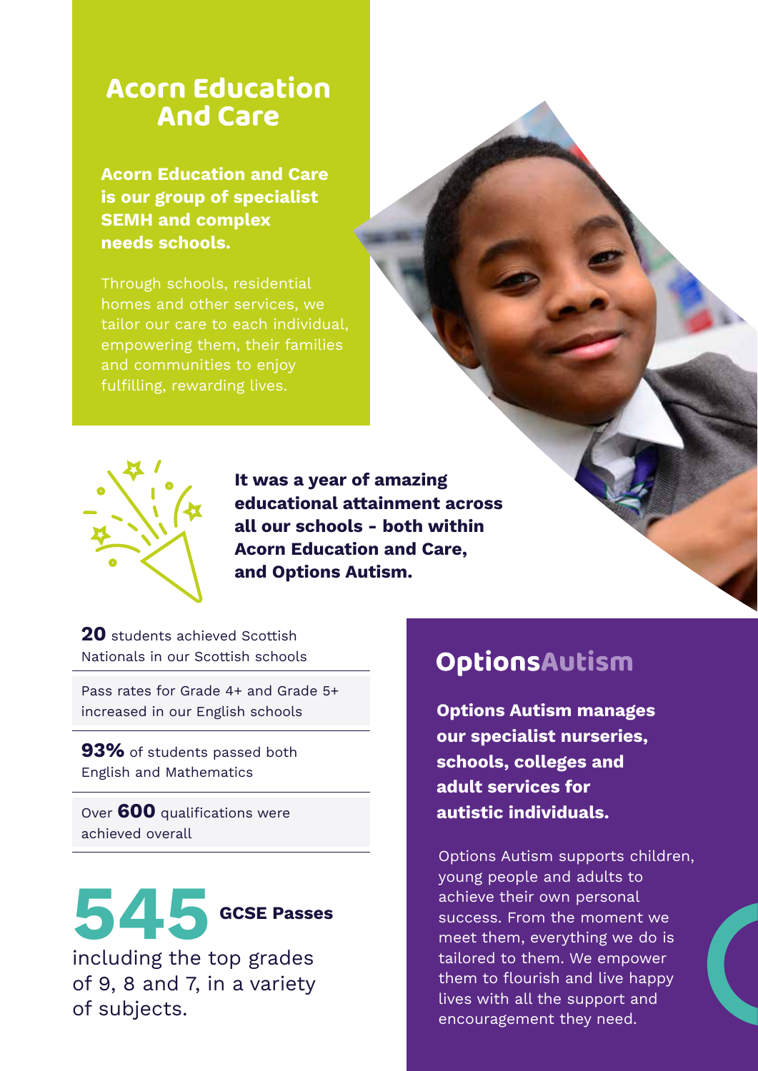## Acorn Education And Care

**Acorn Education and Care is our group of specialist SEMH and complex needs schools.**

Through schools, residential homes and other services, we tailor our care to each individual, empowering them, their families and communities to enjoy fulfilling, rewarding lives.

**It was a year of amazing educational attainment across all our schools - both within Acorn Education and Care, and Options Autism.**

**20** students achieved Scottish Nationals in our Scottish schools

Pass rates for Grade 4+ and Grade 5+ increased in our English schools

**93%** of students passed both English and Mathematics

Over **600** qualifications were achieved overall

**545 GCSE Passes** including the top grades of 9, 8 and 7, in a variety of subjects.

## OptionsAutism

**Options Autism manages our specialist nurseries, schools, colleges and adult services for autistic individuals.**

Options Autism supports children, young people and adults to achieve their own personal success. From the moment we meet them, everything we do is tailored to them. We empower them to flourish and live happy lives with all the support and encouragement they need.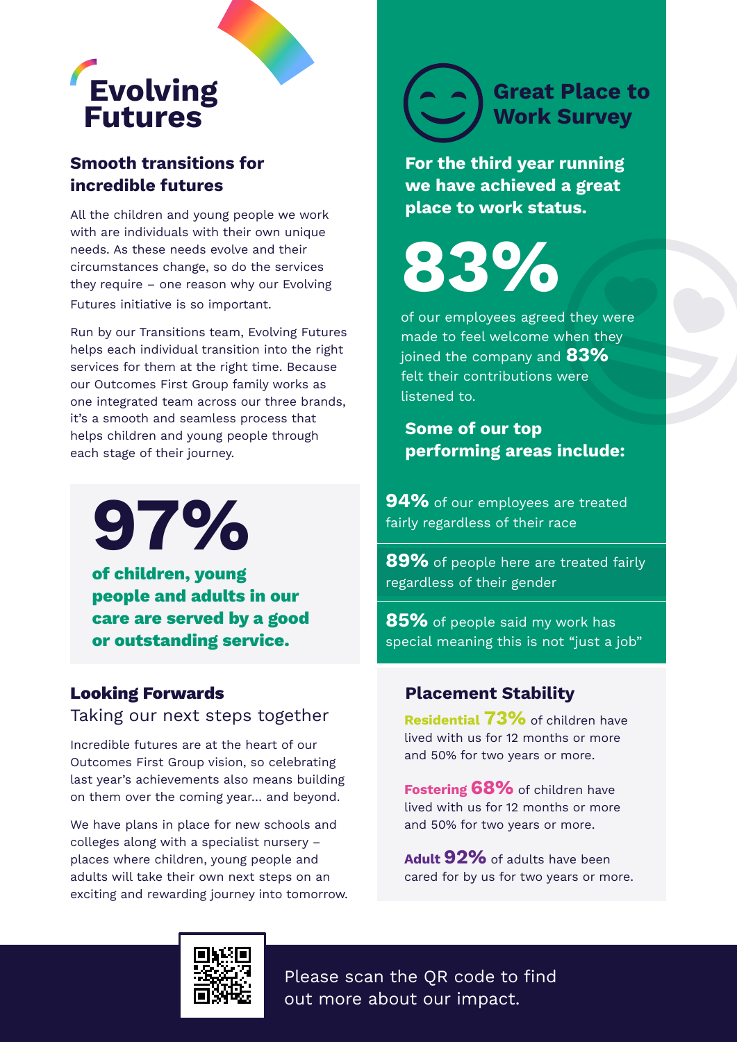# Evolving Futures

## Smooth transitions for incredible futures

All the children and young people we work with are individuals with their own unique needs. As these needs evolve and their circumstances change, so do the services they require – one reason why our Evolving Futures initiative is so important.

Run by our Transitions team, Evolving Futures helps each individual transition into the right services for them at the right time. Because our Outcomes First Group family works as one integrated team across our three brands, it's a smooth and seamless process that helps children and young people through each stage of their journey.

**97%**

**of children, young people and adults in our care are served by a good or outstanding service.**

## Looking Forwards

Taking our next steps together

Incredible futures are at the heart of our Outcomes First Group vision, so celebrating last year's achievements also means building on them over the coming year... and beyond.

We have plans in place for new schools and colleges along with a specialist nursery – places where children, young people and adults will take their own next steps on an exciting and rewarding journey into tomorrow.

## Great Place to Work Survey

**For the third year running we have achieved a great place to work status.**

**83%**

of our employees agreed they were made to feel welcome when they joined the company and **83%** felt their contributions were listened to.

**Some of our top performing areas include:**

**94%** of our employees are treated fairly regardless of their race

**89%** of people here are treated fairly regardless of their gender

**85%** of people said my work has special meaning this is not "just a job"

## Placement Stability

**Residential 73%** of children have lived with us for 12 months or more and 50% for two years or more.

**Fostering 68%** of children have lived with us for 12 months or more and 50% for two years or more.

**Adult 92%** of adults have been cared for by us for two years or more.

Please scan the QR code to find out more about our impact.